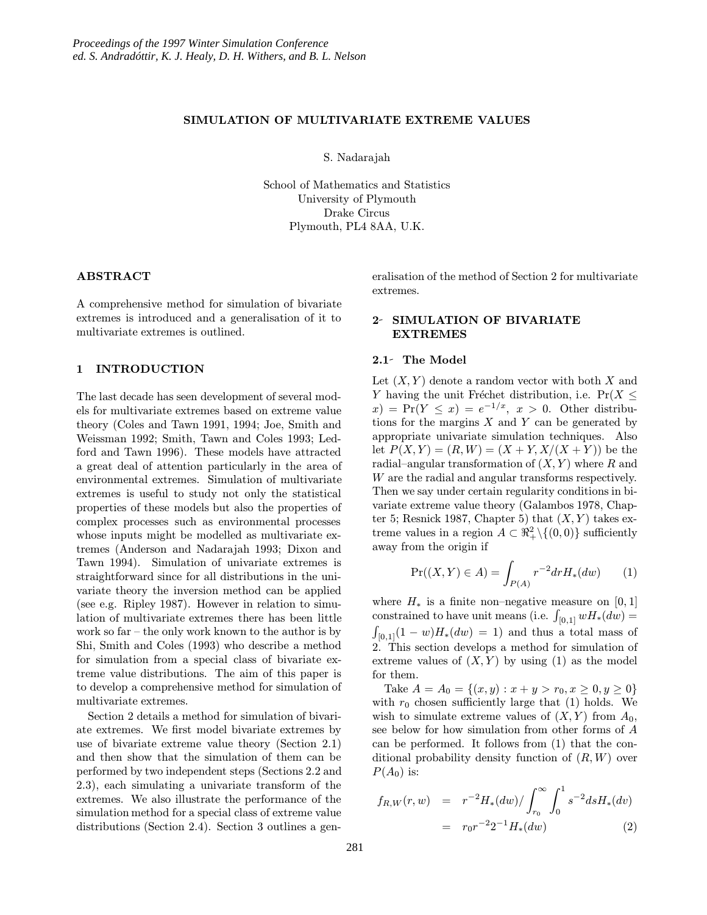# SIMULATION OF MULTIVARIATE EXTREME VALUES

S. Nadarajah

School of Mathematics and Statistics
University of Plymouth
Drake Circus
Plymouth, PL4 8AA, U.K.

## ABSTRACT

A comprehensive method for simulation of bivariate extremes is introduced and a generalisation of it to multivariate extremes is outlined.

## 1 INTRODUCTION

The last decade has seen development of several models for multivariate extremes based on extreme value theory (Coles and Tawn 1991, 1994; Joe, Smith and Weissman 1992; Smith, Tawn and Coles 1993; Ledford and Tawn 1996). These models have attracted a great deal of attention particularly in the area of environmental extremes. Simulation of multivariate extremes is useful to study not only the statistical properties of these models but also the properties of complex processes such as environmental processes whose inputs might be modelled as multivariate extremes (Anderson and Nadarajah 1993; Dixon and Tawn 1994). Simulation of univariate extremes is straightforward since for all distributions in the univariate theory the inversion method can be applied (see e.g. Ripley 1987). However in relation to simulation of multivariate extremes there has been little work so far – the only work known to the author is by Shi, Smith and Coles (1993) who describe a method for simulation from a special class of bivariate extreme value distributions. The aim of this paper is to develop a comprehensive method for simulation of multivariate extremes.

Section 2 details a method for simulation of bivariate extremes. We first model bivariate extremes by use of bivariate extreme value theory (Section 2.1) and then show that the simulation of them can be performed by two independent steps (Sections 2.2 and 2.3), each simulating a univariate transform of the extremes. We also illustrate the performance of the simulation method for a special class of extreme value distributions (Section 2.4). Section 3 outlines a generalisation of the method of Section 2 for multivariate extremes.

## 2 SIMULATION OF BIVARIATE EXTREMES

### 2.1 The Model

Let $(X, Y)$ denote a random vector with both $X$ and $Y$ having the unit Fréchet distribution, i.e. $\Pr(X \leq x) = \Pr(Y \leq x) = e^{-1/x},\ x > 0$. Other distributions for the margins $X$ and $Y$ can be generated by appropriate univariate simulation techniques. Also let $P(X, Y) = (R, W) = (X + Y, X/(X + Y))$ be the radial–angular transformation of $(X, Y)$ where $R$ and $W$ are the radial and angular transforms respectively. Then we say under certain regularity conditions in bivariate extreme value theory (Galambos 1978, Chapter 5; Resnick 1987, Chapter 5) that $(X, Y)$ takes extreme values in a region $A \subset \Re_+^2 \backslash \{(0, 0)\}$ sufficiently away from the origin if

$$\Pr((X, Y) \in A) = \int_{P(A)} r^{-2} dr H_*(dw) \qquad (1)$$

where $H_*$ is a finite non–negative measure on $[0, 1]$ constrained to have unit means (i.e. $\int_{[0,1]} w H_*(dw) = \int_{[0,1]} (1 - w) H_*(dw) = 1$) and thus a total mass of 2. This section develops a method for simulation of extreme values of $(X, Y)$ by using (1) as the model for them.

Take $A = A_0 = \{(x, y) : x + y > r_0, x \geq 0, y \geq 0\}$ with $r_0$ chosen sufficiently large that (1) holds. We wish to simulate extreme values of $(X, Y)$ from $A_0$, see below for how simulation from other forms of $A$ can be performed. It follows from (1) that the conditional probability density function of $(R, W)$ over $P(A_0)$ is:

$$\begin{aligned} f_{R,W}(r, w) &= r^{-2} H_*(dw) / \int_{r_0}^{\infty} \int_0^1 s^{-2} ds H_*(dv) \\ &= r_0 r^{-2} 2^{-1} H_*(dw) \end{aligned} \qquad (2)$$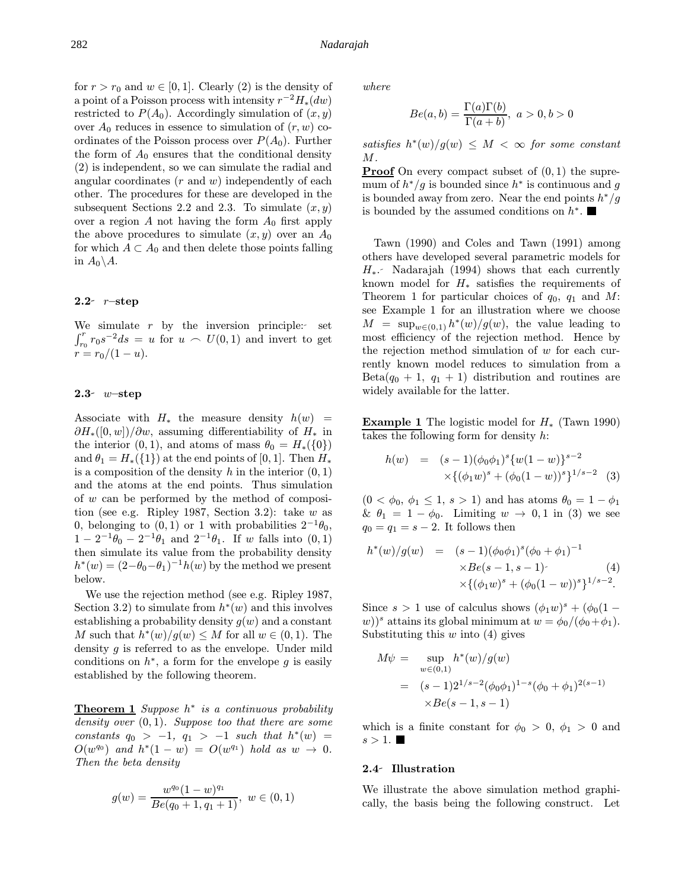for $r > r_0$ and $w \in [0, 1]$. Clearly (2) is the density of a point of a Poisson process with intensity $r^{-2}H_*(dw)$ restricted to $P(A_0)$. Accordingly simulation of $(x, y)$ over $A_0$ reduces in essence to simulation of $(r, w)$ coordinates of the Poisson process over $P(A_0)$. Further the form of $A_0$ ensures that the conditional density (2) is independent, so we can simulate the radial and angular coordinates ($r$ and $w$) independently of each other. The procedures for these are developed in the subsequent Sections 2.2 and 2.3. To simulate $(x, y)$ over a region $A$ not having the form $A_0$ first apply the above procedures to simulate $(x, y)$ over an $A_0$ for which $A \subset A_0$ and then delete those points falling in $A_0 \backslash A$.

### 2.2 $r$–step

We simulate $r$ by the inversion principle: set $\int_{r_0}^{r} r_0 s^{-2} ds = u$ for $u \frown U(0, 1)$ and invert to get $r = r_0/(1 - u)$.

### 2.3 $w$–step

Associate with $H_*$ the measure density $h(w) = \partial H_*([0, w])/\partial w$, assuming differentiability of $H_*$ in the interior $(0, 1)$, and atoms of mass $\theta_0 = H_*(\{0\})$ and $\theta_1 = H_*(\{1\})$ at the end points of $[0, 1]$. Then $H_*$ is a composition of the density $h$ in the interior $(0, 1)$ and the atoms at the end points. Thus simulation of $w$ can be performed by the method of composition (see e.g. Ripley 1987, Section 3.2): take $w$ as 0, belonging to $(0, 1)$ or 1 with probabilities $2^{-1}\theta_0$, $1 - 2^{-1}\theta_0 - 2^{-1}\theta_1$ and $2^{-1}\theta_1$. If $w$ falls into $(0, 1)$ then simulate its value from the probability density $h^*(w) = (2-\theta_0-\theta_1)^{-1}h(w)$ by the method we present below.

We use the rejection method (see e.g. Ripley 1987, Section 3.2) to simulate from $h^*(w)$ and this involves establishing a probability density $g(w)$ and a constant $M$ such that $h^*(w)/g(w) \le M$ for all $w \in (0, 1)$. The density $g$ is referred to as the envelope. Under mild conditions on $h^*$, a form for the envelope $g$ is easily established by the following theorem.

**Theorem 1** *Suppose $h^*$ is a continuous probability density over $(0, 1)$. Suppose too that there are some constants $q_0 > -1$, $q_1 > -1$ such that $h^*(w) = O(w^{q_0})$ and $h^*(1 - w) = O(w^{q_1})$ hold as $w \to 0$. Then the beta density*

$$g(w) = \frac{w^{q_0}(1 - w)^{q_1}}{Be(q_0 + 1, q_1 + 1)}, \ w \in (0, 1)$$

*where*

$$Be(a, b) = \frac{\Gamma(a)\Gamma(b)}{\Gamma(a + b)}, \ a > 0, b > 0$$

*satisfies $h^*(w)/g(w) \le M < \infty$ for some constant $M$.*

**Proof** On every compact subset of $(0, 1)$ the supremum of $h^*/g$ is bounded since $h^*$ is continuous and $g$ is bounded away from zero. Near the end points $h^*/g$ is bounded by the assumed conditions on $h^*$. ■

Tawn (1990) and Coles and Tawn (1991) among others have developed several parametric models for $H_*$. Nadarajah (1994) shows that each currently known model for $H_*$ satisfies the requirements of Theorem 1 for particular choices of $q_0$, $q_1$ and $M$: see Example 1 for an illustration where we choose $M = \sup_{w\in(0,1)} h^*(w)/g(w)$, the value leading to most efficiency of the rejection method. Hence by the rejection method simulation of $w$ for each currently known model reduces to simulation from a Beta$(q_0 + 1, \ q_1 + 1)$ distribution and routines are widely available for the latter.

**Example 1** The logistic model for $H_*$ (Tawn 1990) takes the following form for density $h$:

$$\begin{aligned} h(w) &= (s - 1)(\phi_0\phi_1)^s\{w(1 - w)\}^{s-2} \\ &\quad \times\{(\phi_1 w)^s + (\phi_0(1 - w))^s\}^{1/s-2} \end{aligned} \quad (3)$$

($0 < \phi_0, \ \phi_1 \le 1, \ s > 1$) and has atoms $\theta_0 = 1 - \phi_1$ & $\theta_1 = 1 - \phi_0$. Limiting $w \to 0, 1$ in (3) we see $q_0 = q_1 = s - 2$. It follows then

$$\begin{aligned} h^*(w)/g(w) &= (s - 1)(\phi_0\phi_1)^s(\phi_0 + \phi_1)^{-1} \\ &\quad \times Be(s - 1, s - 1) \\ &\quad \times\{(\phi_1 w)^s + (\phi_0(1 - w))^s\}^{1/s-2}. \end{aligned} \quad (4)$$

Since $s > 1$ use of calculus shows $(\phi_1 w)^s + (\phi_0(1 - w))^s$ attains its global minimum at $w = \phi_0/(\phi_0+\phi_1)$. Substituting this $w$ into (4) gives

$$\begin{aligned} M\psi &= \sup_{w\in(0,1)} h^*(w)/g(w) \\ &= (s - 1)2^{1/s-2}(\phi_0\phi_1)^{1-s}(\phi_0 + \phi_1)^{2(s-1)} \\ &\quad \times Be(s - 1, s - 1) \end{aligned}$$

which is a finite constant for $\phi_0 > 0$, $\phi_1 > 0$ and $s > 1$. ■

### 2.4 Illustration

We illustrate the above simulation method graphically, the basis being the following construct. Let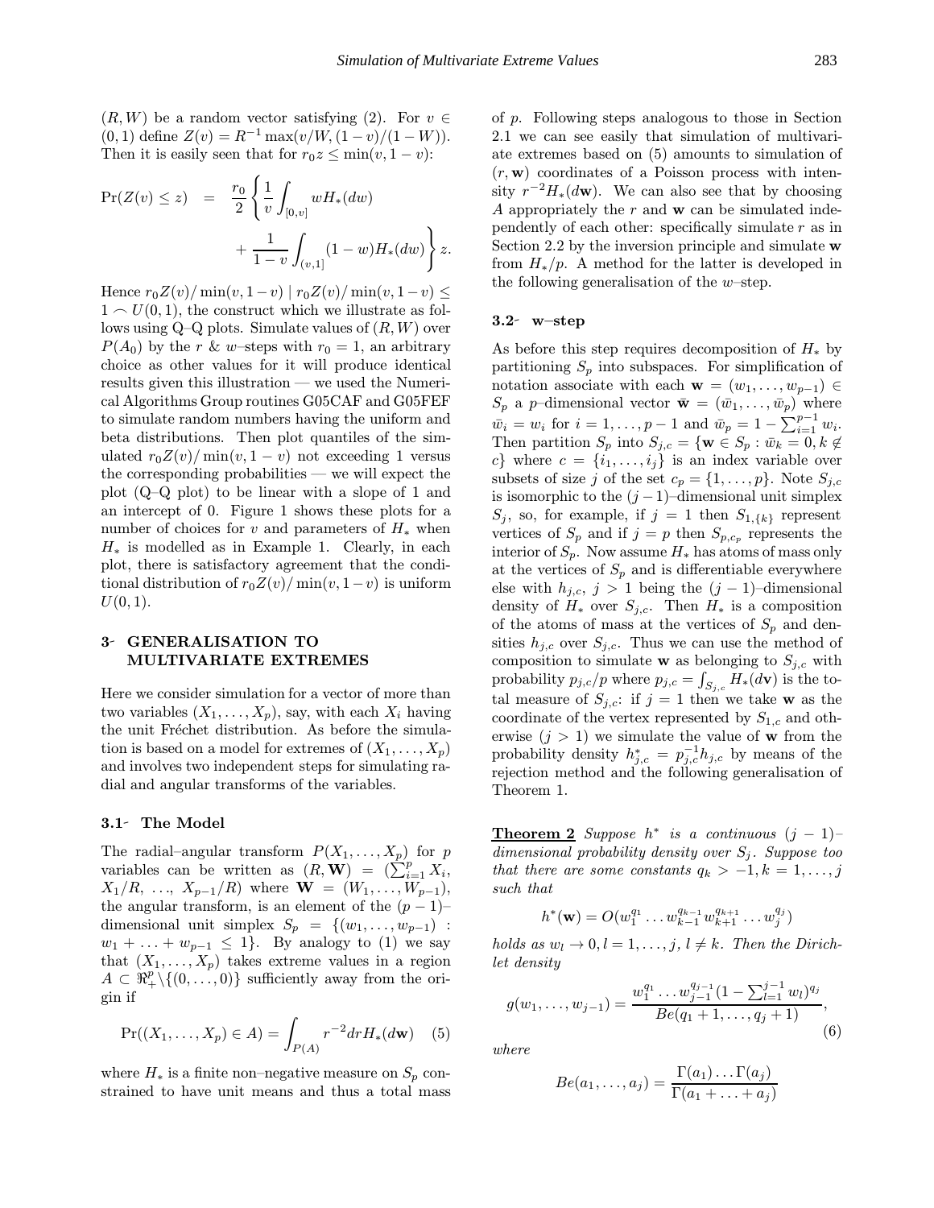$(R, W)$ be a random vector satisfying (2). For $v \in (0,1)$ define $Z(v) = R^{-1}\max(v/W, (1-v)/(1-W))$. Then it is easily seen that for $r_0 z \le \min(v, 1-v)$:

$$\Pr(Z(v) \le z) = \frac{r_0}{2}\left\{\frac{1}{v}\int_{[0,v]} wH_*(dw) + \frac{1}{1-v}\int_{(v,1]}(1-w)H_*(dw)\right\} z.$$

Hence $r_0 Z(v)/\min(v, 1-v) \mid r_0 Z(v)/\min(v,1-v) \le 1 \frown U(0,1)$, the construct which we illustrate as follows using Q–Q plots. Simulate values of $(R, W)$ over $P(A_0)$ by the $r$ & $w$–steps with $r_0 = 1$, an arbitrary choice as other values for it will produce identical results given this illustration — we used the Numerical Algorithms Group routines G05CAF and G05FEF to simulate random numbers having the uniform and beta distributions. Then plot quantiles of the simulated $r_0 Z(v)/\min(v, 1-v)$ not exceeding 1 versus the corresponding probabilities — we will expect the plot (Q–Q plot) to be linear with a slope of 1 and an intercept of 0. Figure 1 shows these plots for a number of choices for $v$ and parameters of $H_*$ when $H_*$ is modelled as in Example 1. Clearly, in each plot, there is satisfactory agreement that the conditional distribution of $r_0 Z(v)/\min(v, 1-v)$ is uniform $U(0,1)$.

## 3- GENERALISATION TO MULTIVARIATE EXTREMES

Here we consider simulation for a vector of more than two variables $(X_1, \ldots, X_p)$, say, with each $X_i$ having the unit Fréchet distribution. As before the simulation is based on a model for extremes of $(X_1, \ldots, X_p)$ and involves two independent steps for simulating radial and angular transforms of the variables.

### 3.1- The Model

The radial–angular transform $P(X_1, \ldots, X_p)$ for $p$ variables can be written as $(R, \mathbf{W}) = (\sum_{i=1}^p X_i, X_1/R, \ldots, X_{p-1}/R)$ where $\mathbf{W} = (W_1, \ldots, W_{p-1})$, the angular transform, is an element of the $(p-1)$–dimensional unit simplex $S_p = \{(w_1, \ldots, w_{p-1}) : w_1 + \ldots + w_{p-1} \le 1\}$. By analogy to (1) we say that $(X_1, \ldots, X_p)$ takes extreme values in a region $A \subset \Re_+^p \backslash \{(0, \ldots, 0)\}$ sufficiently away from the origin if

$$\Pr((X_1, \ldots, X_p) \in A) = \int_{P(A)} r^{-2} dr H_*(d\mathbf{w}) \quad (5)$$

where $H_*$ is a finite non–negative measure on $S_p$ constrained to have unit means and thus a total mass of $p$. Following steps analogous to those in Section 2.1 we can see easily that simulation of multivariate extremes based on (5) amounts to simulation of $(r, \mathbf{w})$ coordinates of a Poisson process with intensity $r^{-2}H_*(d\mathbf{w})$. We can also see that by choosing $A$ appropriately the $r$ and $\mathbf{w}$ can be simulated independently of each other: specifically simulate $r$ as in Section 2.2 by the inversion principle and simulate $\mathbf{w}$ from $H_*/p$. A method for the latter is developed in the following generalisation of the $w$–step.

### 3.2- w–step

As before this step requires decomposition of $H_*$ by partitioning $S_p$ into subspaces. For simplification of notation associate with each $\mathbf{w} = (w_1, \ldots, w_{p-1}) \in S_p$ a $p$–dimensional vector $\bar{\mathbf{w}} = (\bar{w}_1, \ldots, \bar{w}_p)$ where $\bar{w}_i = w_i$ for $i = 1, \ldots, p-1$ and $\bar{w}_p = 1 - \sum_{i=1}^{p-1} w_i$. Then partition $S_p$ into $S_{j,c} = \{\mathbf{w} \in S_p : \bar{w}_k = 0, k \notin c\}$ where $c = \{i_1, \ldots, i_j\}$ is an index variable over subsets of size $j$ of the set $c_p = \{1, \ldots, p\}$. Note $S_{j,c}$ is isomorphic to the $(j-1)$–dimensional unit simplex $S_j$, so, for example, if $j = 1$ then $S_{1,\{k\}}$ represent vertices of $S_p$ and if $j = p$ then $S_{p,c_p}$ represents the interior of $S_p$. Now assume $H_*$ has atoms of mass only at the vertices of $S_p$ and is differentiable everywhere else with $h_{j,c}$, $j > 1$ being the $(j-1)$–dimensional density of $H_*$ over $S_{j,c}$. Then $H_*$ is a composition of the atoms of mass at the vertices of $S_p$ and densities $h_{j,c}$ over $S_{j,c}$. Thus we can use the method of composition to simulate $\mathbf{w}$ as belonging to $S_{j,c}$ with probability $p_{j,c}/p$ where $p_{j,c} = \int_{S_{j,c}} H_*(d\mathbf{v})$ is the total measure of $S_{j,c}$: if $j = 1$ then we take $\mathbf{w}$ as the coordinate of the vertex represented by $S_{1,c}$ and otherwise ($j > 1$) we simulate the value of $\mathbf{w}$ from the probability density $h^*_{j,c} = p^{-1}_{j,c} h_{j,c}$ by means of the rejection method and the following generalisation of Theorem 1.

**Theorem 2** *Suppose $h^*$ is a continuous $(j-1)$–dimensional probability density over $S_j$. Suppose too that there are some constants $q_k > -1, k = 1, \ldots, j$ such that*

$$h^*(\mathbf{w}) = O(w_1^{q_1} \ldots w_{k-1}^{q_{k-1}} w_{k+1}^{q_{k+1}} \ldots w_j^{q_j})$$

*holds as $w_l \to 0, l = 1, \ldots, j, l \neq k$. Then the Dirichlet density*

$$g(w_1, \ldots, w_{j-1}) = \frac{w_1^{q_1} \ldots w_{j-1}^{q_{j-1}} (1 - \sum_{l=1}^{j-1} w_l)^{q_j}}{Be(q_1 + 1, \ldots, q_j + 1)}, \quad (6)$$

*where*

$$Be(a_1, \ldots, a_j) = \frac{\Gamma(a_1) \ldots \Gamma(a_j)}{\Gamma(a_1 + \ldots + a_j)}$$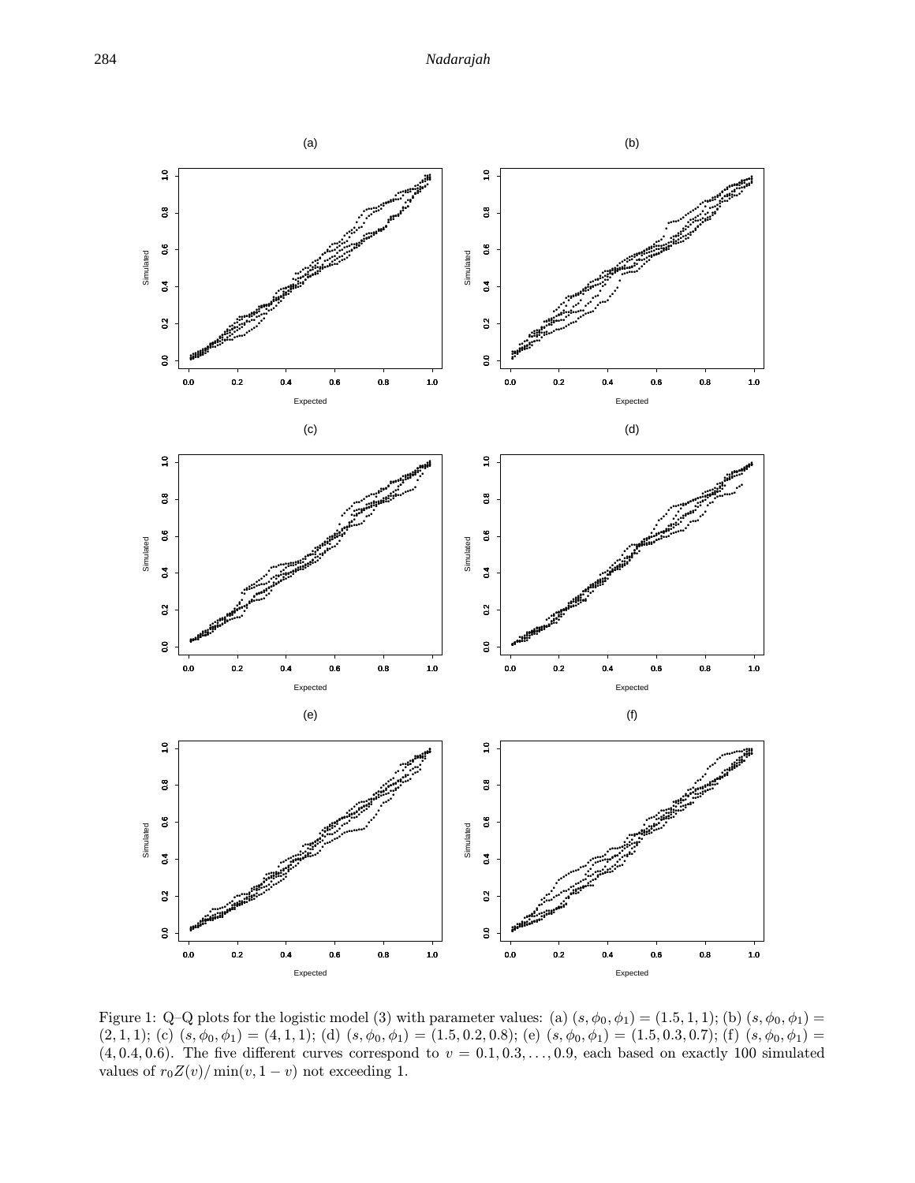Figure 1: Q–Q plots for the logistic model (3) with parameter values: (a) $(s, \phi_0, \phi_1) = (1.5, 1, 1)$; (b) $(s, \phi_0, \phi_1) = (2, 1, 1)$; (c) $(s, \phi_0, \phi_1) = (4, 1, 1)$; (d) $(s, \phi_0, \phi_1) = (1.5, 0.2, 0.8)$; (e) $(s, \phi_0, \phi_1) = (1.5, 0.3, 0.7)$; (f) $(s, \phi_0, \phi_1) = (4, 0.4, 0.6)$. The five different curves correspond to $v = 0.1, 0.3, \ldots, 0.9$, each based on exactly 100 simulated values of $r_0 Z(v)/\min(v, 1 - v)$ not exceeding 1.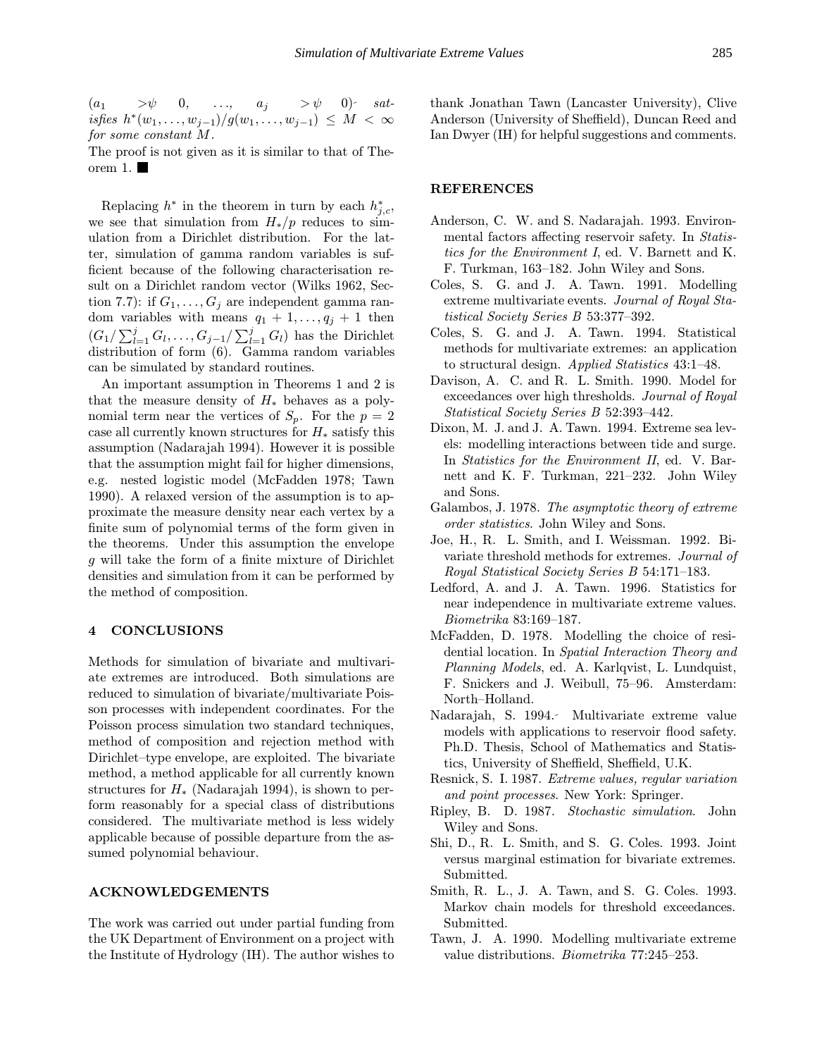$(a_1 \quad >\psi \quad 0, \quad \ldots, \quad a_j \quad >\psi \quad 0)$ *satisfies* $h^*(w_1, \ldots, w_{j-1})/g(w_1, \ldots, w_{j-1}) \leq M < \infty$ *for some constant* $M$.

The proof is not given as it is similar to that of Theorem 1. ■

Replacing $h^*$ in the theorem in turn by each $h^*_{j,c}$, we see that simulation from $H_*/p$ reduces to simulation from a Dirichlet distribution. For the latter, simulation of gamma random variables is sufficient because of the following characterisation result on a Dirichlet random vector (Wilks 1962, Section 7.7): if $G_1, \ldots, G_j$ are independent gamma random variables with means $q_1 + 1, \ldots, q_j + 1$ then $(G_1/\sum_{l=1}^{j} G_l, \ldots, G_{j-1}/\sum_{l=1}^{j} G_l)$ has the Dirichlet distribution of form (6). Gamma random variables can be simulated by standard routines.

An important assumption in Theorems 1 and 2 is that the measure density of $H_*$ behaves as a polynomial term near the vertices of $S_p$. For the $p = 2$ case all currently known structures for $H_*$ satisfy this assumption (Nadarajah 1994). However it is possible that the assumption might fail for higher dimensions, e.g. nested logistic model (McFadden 1978; Tawn 1990). A relaxed version of the assumption is to approximate the measure density near each vertex by a finite sum of polynomial terms of the form given in the theorems. Under this assumption the envelope $g$ will take the form of a finite mixture of Dirichlet densities and simulation from it can be performed by the method of composition.

## 4 CONCLUSIONS

Methods for simulation of bivariate and multivariate extremes are introduced. Both simulations are reduced to simulation of bivariate/multivariate Poisson processes with independent coordinates. For the Poisson process simulation two standard techniques, method of composition and rejection method with Dirichlet–type envelope, are exploited. The bivariate method, a method applicable for all currently known structures for $H_*$ (Nadarajah 1994), is shown to perform reasonably for a special class of distributions considered. The multivariate method is less widely applicable because of possible departure from the assumed polynomial behaviour.

## ACKNOWLEDGEMENTS

The work was carried out under partial funding from the UK Department of Environment on a project with the Institute of Hydrology (IH). The author wishes to thank Jonathan Tawn (Lancaster University), Clive Anderson (University of Sheffield), Duncan Reed and Ian Dwyer (IH) for helpful suggestions and comments.

## REFERENCES

Anderson, C. W. and S. Nadarajah. 1993. Environmental factors affecting reservoir safety. In *Statistics for the Environment I*, ed. V. Barnett and K. F. Turkman, 163–182. John Wiley and Sons.

Coles, S. G. and J. A. Tawn. 1991. Modelling extreme multivariate events. *Journal of Royal Statistical Society Series B* 53:377–392.

Coles, S. G. and J. A. Tawn. 1994. Statistical methods for multivariate extremes: an application to structural design. *Applied Statistics* 43:1–48.

Davison, A. C. and R. L. Smith. 1990. Model for exceedances over high thresholds. *Journal of Royal Statistical Society Series B* 52:393–442.

Dixon, M. J. and J. A. Tawn. 1994. Extreme sea levels: modelling interactions between tide and surge. In *Statistics for the Environment II*, ed. V. Barnett and K. F. Turkman, 221–232. John Wiley and Sons.

Galambos, J. 1978. *The asymptotic theory of extreme order statistics*. John Wiley and Sons.

Joe, H., R. L. Smith, and I. Weissman. 1992. Bivariate threshold methods for extremes. *Journal of Royal Statistical Society Series B* 54:171–183.

Ledford, A. and J. A. Tawn. 1996. Statistics for near independence in multivariate extreme values. *Biometrika* 83:169–187.

McFadden, D. 1978. Modelling the choice of residential location. In *Spatial Interaction Theory and Planning Models*, ed. A. Karlqvist, L. Lundquist, F. Snickers and J. Weibull, 75–96. Amsterdam: North–Holland.

Nadarajah, S. 1994. Multivariate extreme value models with applications to reservoir flood safety. Ph.D. Thesis, School of Mathematics and Statistics, University of Sheffield, Sheffield, U.K.

Resnick, S. I. 1987. *Extreme values, regular variation and point processes*. New York: Springer.

Ripley, B. D. 1987. *Stochastic simulation*. John Wiley and Sons.

Shi, D., R. L. Smith, and S. G. Coles. 1993. Joint versus marginal estimation for bivariate extremes. Submitted.

Smith, R. L., J. A. Tawn, and S. G. Coles. 1993. Markov chain models for threshold exceedances. Submitted.

Tawn, J. A. 1990. Modelling multivariate extreme value distributions. *Biometrika* 77:245–253.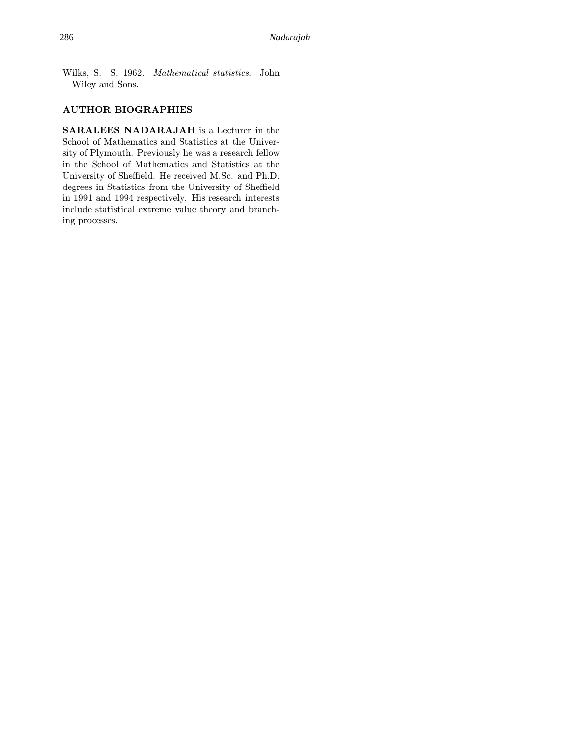Wilks, S. S. 1962. *Mathematical statistics*. John Wiley and Sons.

## AUTHOR BIOGRAPHIES

**SARALEES NADARAJAH** is a Lecturer in the School of Mathematics and Statistics at the University of Plymouth. Previously he was a research fellow in the School of Mathematics and Statistics at the University of Sheffield. He received M.Sc. and Ph.D. degrees in Statistics from the University of Sheffield in 1991 and 1994 respectively. His research interests include statistical extreme value theory and branching processes.